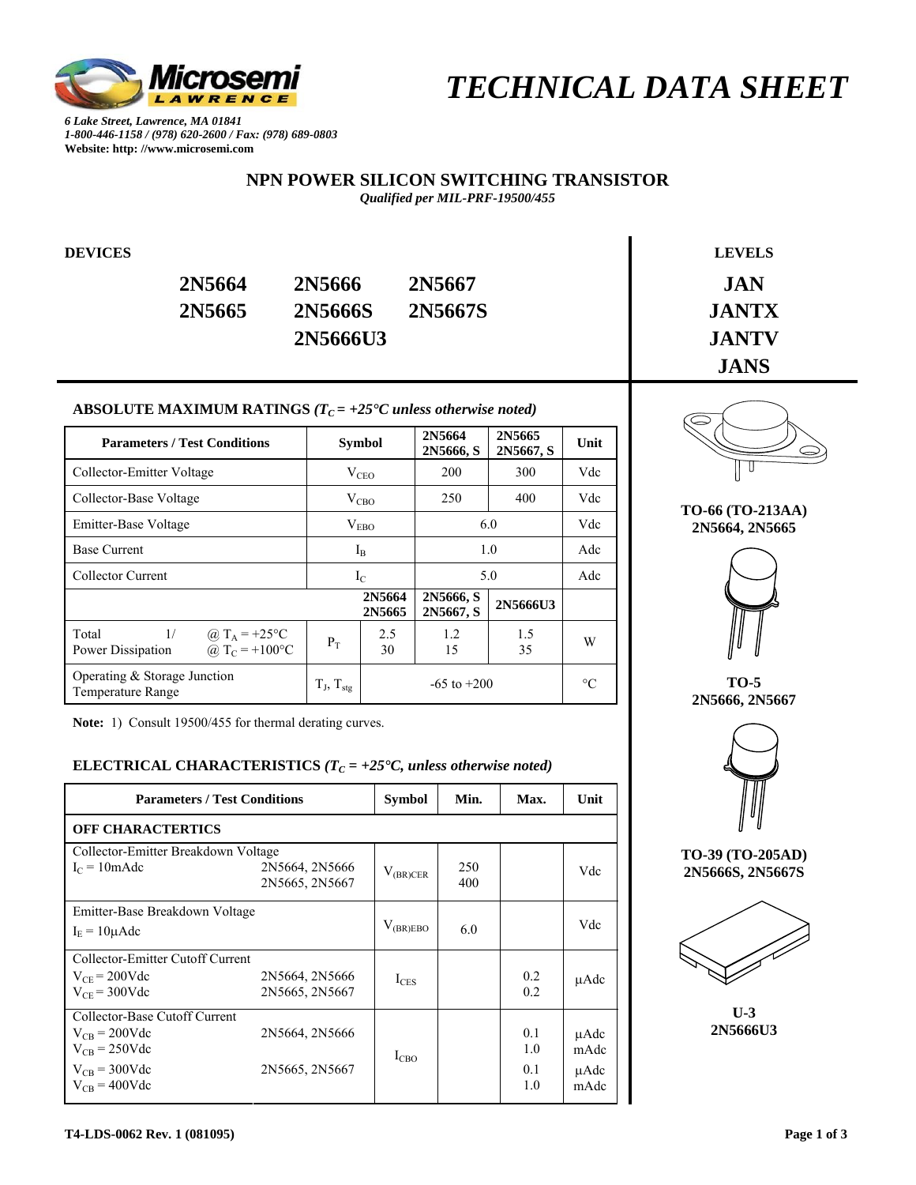# TECHNICAL DATA SHEET

**Microsemi LAWRENCE**

*6 Lake Street, Lawrence, MA 01841*
*1-800-446-1158 / (978) 620-2600 / Fax: (978) 689-0803*
**Website: http: //www.microsemi.com**

## NPN POWER SILICON SWITCHING TRANSISTOR

*Qualified per MIL-PRF-19500/455*

**DEVICES**

| | | |
|---|---|---|
| **2N5664** | **2N5666** | **2N5667** |
| **2N5665** | **2N5666S** | **2N5667S** |
| | **2N5666U3** | |

**LEVELS**

**JAN**
**JANTX**
**JANTV**
**JANS**

### ABSOLUTE MAXIMUM RATINGS *($T_C$ = +25°C unless otherwise noted)*

| Parameters / Test Conditions | Symbol | | 2N5664 2N5666, S | 2N5665 2N5667, S | Unit |
|---|---|---|---|---|---|
| Collector-Emitter Voltage | $V_{CEO}$ | | 200 | 300 | Vdc |
| Collector-Base Voltage | $V_{CBO}$ | | 250 | 400 | Vdc |
| Emitter-Base Voltage | $V_{EBO}$ | | 6.0 | | Vdc |
| Base Current | $I_B$ | | 1.0 | | Adc |
| Collector Current | $I_C$ | | 5.0 | | Adc |
| | | 2N5664 2N5665 | 2N5666, S 2N5667, S | 2N5666U3 | |
| Total Power Dissipation 1/ @ $T_A$ = +25°C @ $T_C$ = +100°C | $P_T$ | 2.5 30 | 1.2 15 | 1.5 35 | W |
| Operating & Storage Junction Temperature Range | $T_J$, $T_{stg}$ | -65 to +200 | | | °C |

**Note:** 1) Consult 19500/455 for thermal derating curves.

### ELECTRICAL CHARACTERISTICS *($T_C$ = +25°C, unless otherwise noted)*

| Parameters / Test Conditions | | Symbol | Min. | Max. | Unit |
|---|---|---|---|---|---|
| **OFF CHARACTERTICS** | | | | | |
| Collector-Emitter Breakdown Voltage $I_C$ = 10mAdc | 2N5664, 2N5666 2N5665, 2N5667 | $V_{(BR)CER}$ | 250 400 | | Vdc |
| Emitter-Base Breakdown Voltage $I_E$ = 10μAdc | | $V_{(BR)EBO}$ | 6.0 | | Vdc |
| Collector-Emitter Cutoff Current $V_{CE}$ = 200Vdc $V_{CE}$ = 300Vdc | 2N5664, 2N5666 2N5665, 2N5667 | $I_{CES}$ | | 0.2 0.2 | μAdc |
| Collector-Base Cutoff Current $V_{CB}$ = 200Vdc $V_{CB}$ = 250Vdc | 2N5664, 2N5666 | $I_{CBO}$ | | 0.1 1.0 | μAdc mAdc |
| $V_{CB}$ = 300Vdc $V_{CB}$ = 400Vdc | 2N5665, 2N5667 | | | 0.1 1.0 | μAdc mAdc |

TO-66 (TO-213AA)
2N5664, 2N5665

TO-5
2N5666, 2N5667

TO-39 (TO-205AD)
2N5666S, 2N5667S

U-3
2N5666U3

T4-LDS-0062 Rev. 1 (081095)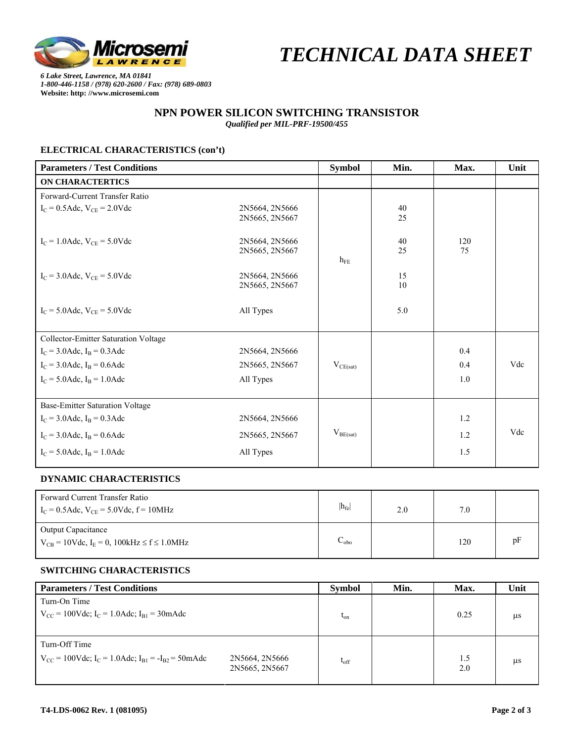# TECHNICAL DATA SHEET

*6 Lake Street, Lawrence, MA 01841*
*1-800-446-1158 / (978) 620-2600 / Fax: (978) 689-0803*
**Website: http: //www.microsemi.com**

## NPN POWER SILICON SWITCHING TRANSISTOR

*Qualified per MIL-PRF-19500/455*

### ELECTRICAL CHARACTERISTICS (con't)

| Parameters / Test Conditions | | Symbol | Min. | Max. | Unit |
|---|---|---|---|---|---|
| **ON CHARACTERTICS** | | | | | |
| Forward-Current Transfer Ratio | | | | | |
| $I_C = 0.5$Adc, $V_{CE} = 2.0$Vdc | 2N5664, 2N5666<br>2N5665, 2N5667 | $h_{FE}$ | 40<br>25 | | |
| $I_C = 1.0$Adc, $V_{CE} = 5.0$Vdc | 2N5664, 2N5666<br>2N5665, 2N5667 | $h_{FE}$ | 40<br>25 | 120<br>75 | |
| $I_C = 3.0$Adc, $V_{CE} = 5.0$Vdc | 2N5664, 2N5666<br>2N5665, 2N5667 | $h_{FE}$ | 15<br>10 | | |
| $I_C = 5.0$Adc, $V_{CE} = 5.0$Vdc | All Types | $h_{FE}$ | 5.0 | | |
| Collector-Emitter Saturation Voltage | | | | | |
| $I_C = 3.0$Adc, $I_B = 0.3$Adc | 2N5664, 2N5666 | $V_{CE(sat)}$ | | 0.4 | Vdc |
| $I_C = 3.0$Adc, $I_B = 0.6$Adc | 2N5665, 2N5667 | $V_{CE(sat)}$ | | 0.4 | Vdc |
| $I_C = 5.0$Adc, $I_B = 1.0$Adc | All Types | $V_{CE(sat)}$ | | 1.0 | Vdc |
| Base-Emitter Saturation Voltage | | | | | |
| $I_C = 3.0$Adc, $I_B = 0.3$Adc | 2N5664, 2N5666 | $V_{BE(sat)}$ | | 1.2 | Vdc |
| $I_C = 3.0$Adc, $I_B = 0.6$Adc | 2N5665, 2N5667 | $V_{BE(sat)}$ | | 1.2 | Vdc |
| $I_C = 5.0$Adc, $I_B = 1.0$Adc | All Types | $V_{BE(sat)}$ | | 1.5 | Vdc |

### DYNAMIC CHARACTERISTICS

| Parameters / Test Conditions | Symbol | Min. | Max. | Unit |
|---|---|---|---|---|
| Forward Current Transfer Ratio<br>$I_C = 0.5$Adc, $V_{CE} = 5.0$Vdc, f = 10MHz | $\|h_{fe}\|$ | 2.0 | 7.0 | |
| Output Capacitance<br>$V_{CB} = 10$Vdc, $I_E = 0$, $100\text{kHz} \leq f \leq 1.0\text{MHz}$ | $C_{obo}$ | | 120 | pF |

### SWITCHING CHARACTERISTICS

| Parameters / Test Conditions | | Symbol | Min. | Max. | Unit |
|---|---|---|---|---|---|
| Turn-On Time<br>$V_{CC} = 100$Vdc; $I_C = 1.0$Adc; $I_{B1} = 30$mAdc | | $t_{on}$ | | 0.25 | μs |
| Turn-Off Time<br>$V_{CC} = 100$Vdc; $I_C = 1.0$Adc; $I_{B1} = -I_{B2} = 50$mAdc | 2N5664, 2N5666<br>2N5665, 2N5667 | $t_{off}$ | | 1.5<br>2.0 | μs |

**T4-LDS-0062 Rev. 1 (081095)**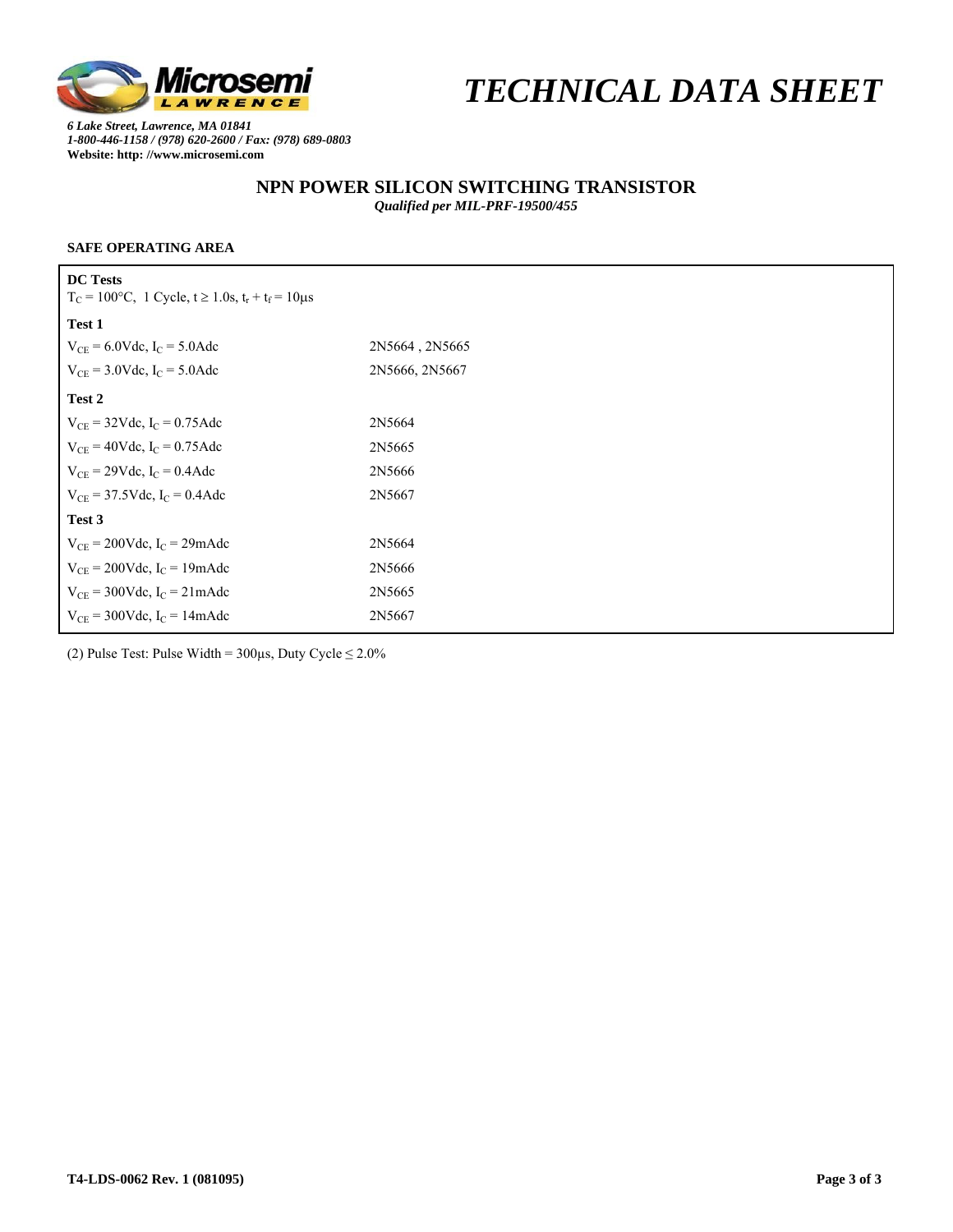# TECHNICAL DATA SHEET

*6 Lake Street, Lawrence, MA 01841*
*1-800-446-1158 / (978) 620-2600 / Fax: (978) 689-0803*
**Website: http: //www.microsemi.com**

## NPN POWER SILICON SWITCHING TRANSISTOR

*Qualified per MIL-PRF-19500/455*

### SAFE OPERATING AREA

| | |
|---|---|
| **DC Tests** | |
| $T_C$ = 100°C, 1 Cycle, t ≥ 1.0s, $t_r + t_f$ = 10µs | |
| **Test 1** | |
| $V_{CE}$ = 6.0Vdc, $I_C$ = 5.0Adc | 2N5664 , 2N5665 |
| $V_{CE}$ = 3.0Vdc, $I_C$ = 5.0Adc | 2N5666, 2N5667 |
| **Test 2** | |
| $V_{CE}$ = 32Vdc, $I_C$ = 0.75Adc | 2N5664 |
| $V_{CE}$ = 40Vdc, $I_C$ = 0.75Adc | 2N5665 |
| $V_{CE}$ = 29Vdc, $I_C$ = 0.4Adc | 2N5666 |
| $V_{CE}$ = 37.5Vdc, $I_C$ = 0.4Adc | 2N5667 |
| **Test 3** | |
| $V_{CE}$ = 200Vdc, $I_C$ = 29mAdc | 2N5664 |
| $V_{CE}$ = 200Vdc, $I_C$ = 19mAdc | 2N5666 |
| $V_{CE}$ = 300Vdc, $I_C$ = 21mAdc | 2N5665 |
| $V_{CE}$ = 300Vdc, $I_C$ = 14mAdc | 2N5667 |

(2) Pulse Test: Pulse Width = 300µs, Duty Cycle ≤ 2.0%

T4-LDS-0062 Rev. 1 (081095)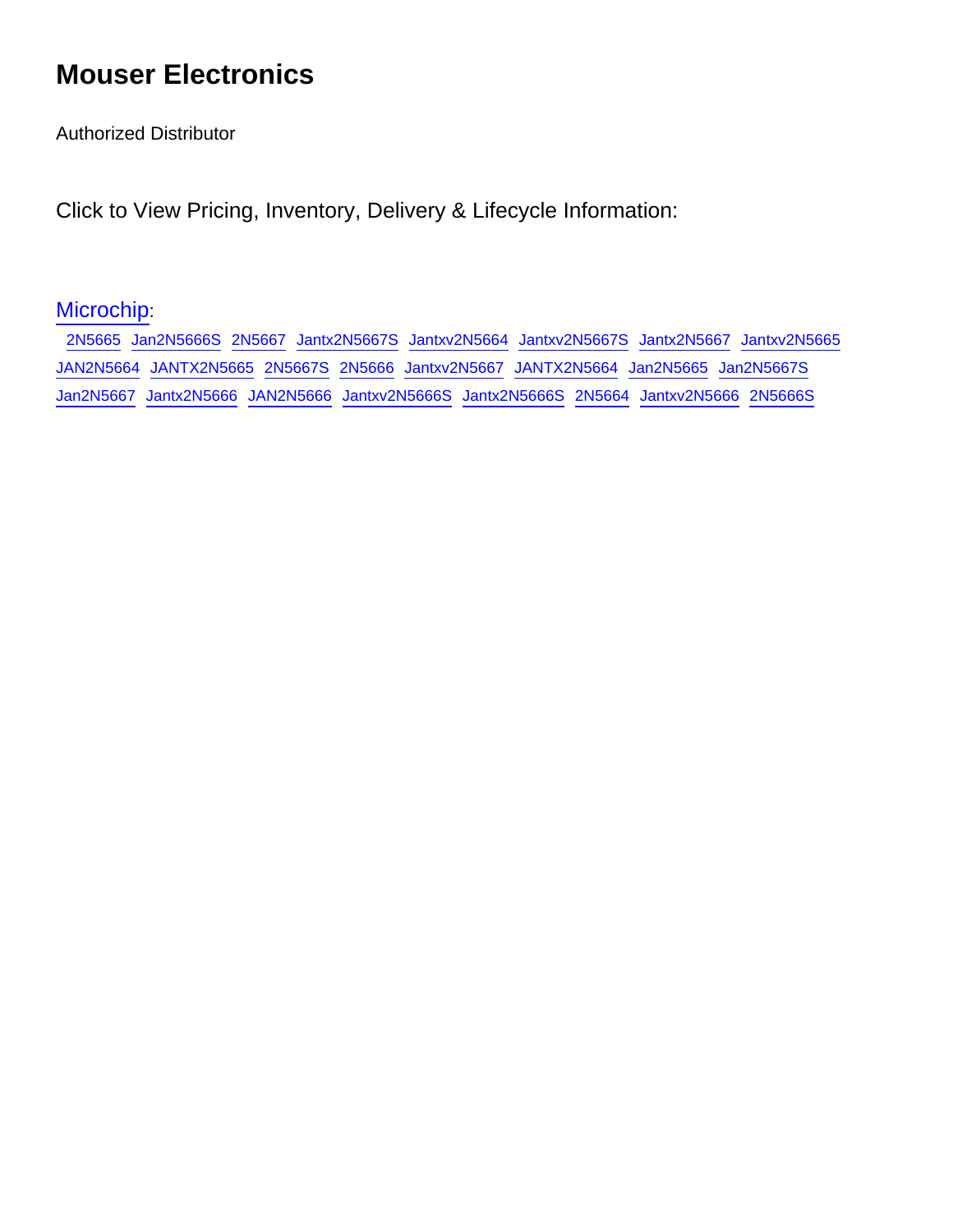# Mouser Electronics

Authorized Distributor

Click to View Pricing, Inventory, Delivery & Lifecycle Information:

Microchip:

2N5665 Jan2N5666S 2N5667 Jantx2N5667S Jantxv2N5664 Jantxv2N5667S Jantx2N5667 Jantxv2N5665 JAN2N5664 JANTX2N5665 2N5667S 2N5666 Jantxv2N5667 JANTX2N5664 Jan2N5665 Jan2N5667S Jan2N5667 Jantx2N5666 JAN2N5666 Jantxv2N5666S Jantx2N5666S 2N5664 Jantxv2N5666 2N5666S